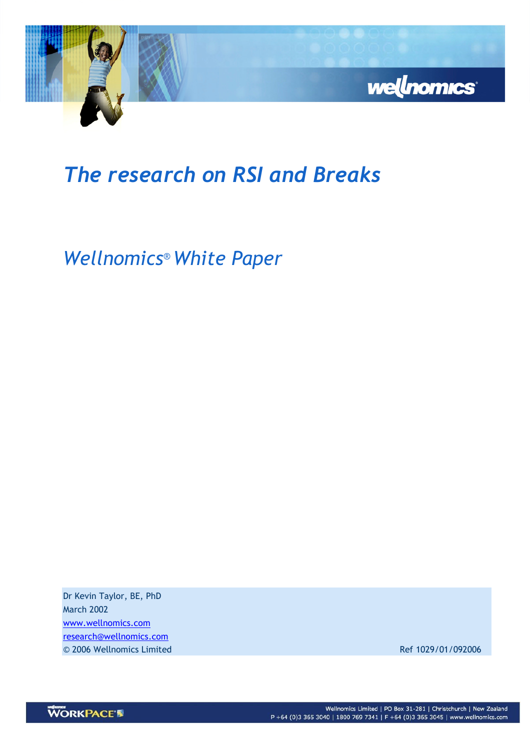# The research on RSI and Breaks

## Wellnomics® White Paper

Dr Kevin Taylor, BE, PhD
March 2002
www.wellnomics.com
research@wellnomics.com
© 2006 Wellnomics Limited

Ref 1029/01/092006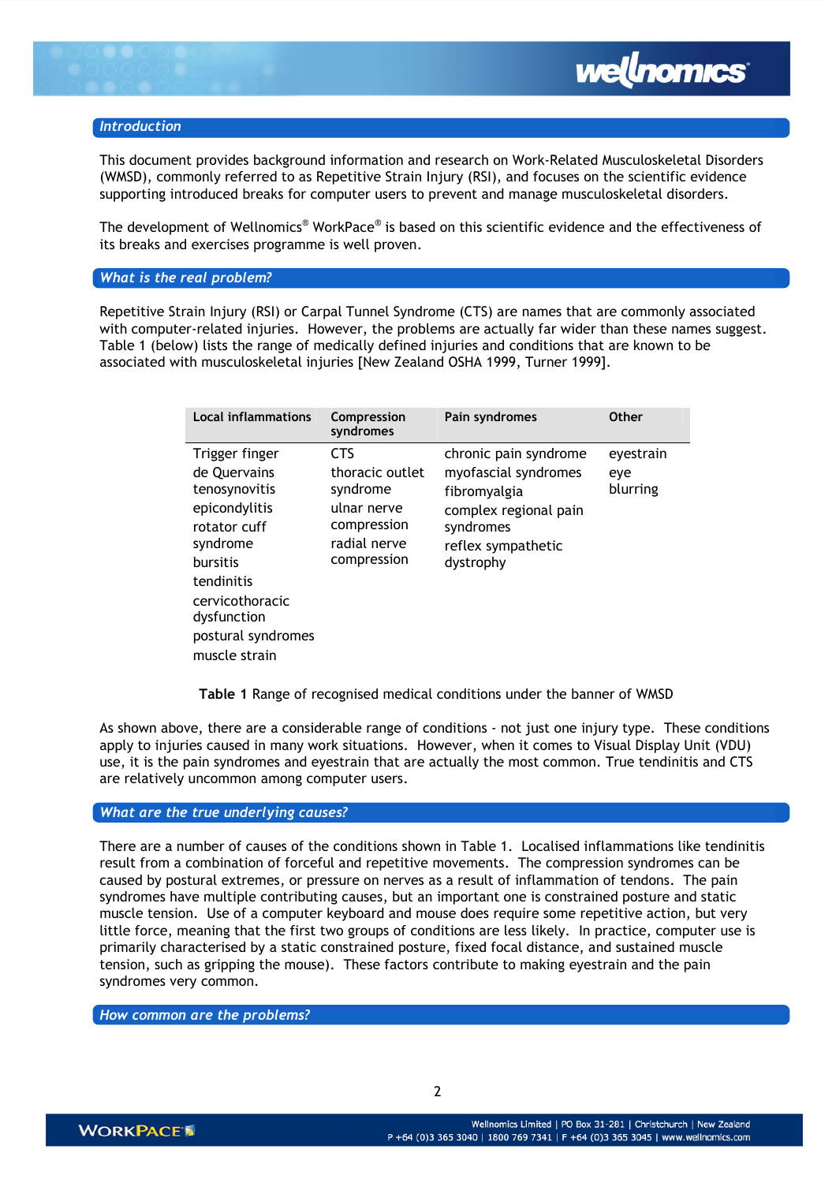## Introduction

This document provides background information and research on Work-Related Musculoskeletal Disorders (WMSD), commonly referred to as Repetitive Strain Injury (RSI), and focuses on the scientific evidence supporting introduced breaks for computer users to prevent and manage musculoskeletal disorders.

The development of Wellnomics® WorkPace® is based on this scientific evidence and the effectiveness of its breaks and exercises programme is well proven.

## What is the real problem?

Repetitive Strain Injury (RSI) or Carpal Tunnel Syndrome (CTS) are names that are commonly associated with computer-related injuries. However, the problems are actually far wider than these names suggest. Table 1 (below) lists the range of medically defined injuries and conditions that are known to be associated with musculoskeletal injuries [New Zealand OSHA 1999, Turner 1999].

| Local inflammations | Compression syndromes | Pain syndromes | Other |
|---|---|---|---|
| Trigger finger<br>de Quervains tenosynovitis<br>epicondylitis<br>rotator cuff syndrome<br>bursitis<br>tendinitis<br>cervicothoracic dysfunction<br>postural syndromes<br>muscle strain | CTS<br>thoracic outlet syndrome<br>ulnar nerve compression<br>radial nerve compression | chronic pain syndrome<br>myofascial syndromes<br>fibromyalgia<br>complex regional pain syndromes<br>reflex sympathetic dystrophy | eyestrain<br>eye blurring |

**Table 1** Range of recognised medical conditions under the banner of WMSD

As shown above, there are a considerable range of conditions - not just one injury type. These conditions apply to injuries caused in many work situations. However, when it comes to Visual Display Unit (VDU) use, it is the pain syndromes and eyestrain that are actually the most common. True tendinitis and CTS are relatively uncommon among computer users.

## What are the true underlying causes?

There are a number of causes of the conditions shown in Table 1. Localised inflammations like tendinitis result from a combination of forceful and repetitive movements. The compression syndromes can be caused by postural extremes, or pressure on nerves as a result of inflammation of tendons. The pain syndromes have multiple contributing causes, but an important one is constrained posture and static muscle tension. Use of a computer keyboard and mouse does require some repetitive action, but very little force, meaning that the first two groups of conditions are less likely. In practice, computer use is primarily characterised by a static constrained posture, fixed focal distance, and sustained muscle tension, such as gripping the mouse). These factors contribute to making eyestrain and the pain syndromes very common.

## How common are the problems?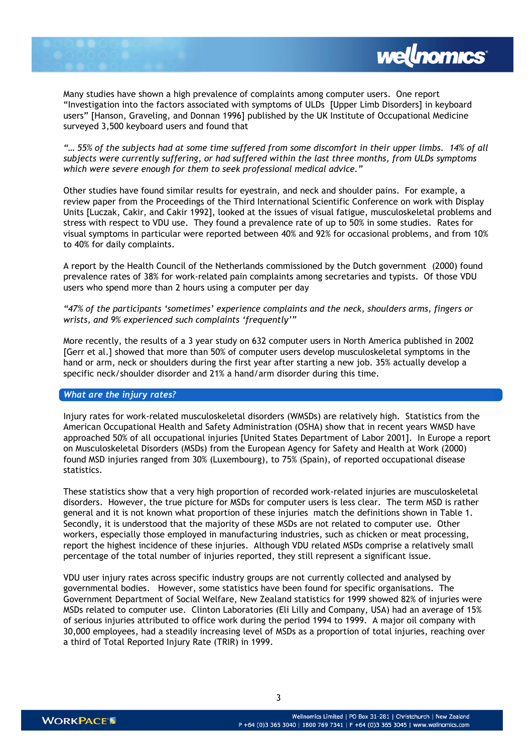Many studies have shown a high prevalence of complaints among computer users. One report "Investigation into the factors associated with symptoms of ULDs [Upper Limb Disorders] in keyboard users" [Hanson, Graveling, and Donnan 1996] published by the UK Institute of Occupational Medicine surveyed 3,500 keyboard users and found that

*"… 55% of the subjects had at some time suffered from some discomfort in their upper limbs. 14% of all subjects were currently suffering, or had suffered within the last three months, from ULDs symptoms which were severe enough for them to seek professional medical advice."*

Other studies have found similar results for eyestrain, and neck and shoulder pains. For example, a review paper from the Proceedings of the Third International Scientific Conference on work with Display Units [Luczak, Cakir, and Cakir 1992], looked at the issues of visual fatigue, musculoskeletal problems and stress with respect to VDU use. They found a prevalence rate of up to 50% in some studies. Rates for visual symptoms in particular were reported between 40% and 92% for occasional problems, and from 10% to 40% for daily complaints.

A report by the Health Council of the Netherlands commissioned by the Dutch government (2000) found prevalence rates of 38% for work-related pain complaints among secretaries and typists. Of those VDU users who spend more than 2 hours using a computer per day

*"47% of the participants 'sometimes' experience complaints and the neck, shoulders arms, fingers or wrists, and 9% experienced such complaints 'frequently'"*

More recently, the results of a 3 year study on 632 computer users in North America published in 2002 [Gerr et al.] showed that more than 50% of computer users develop musculoskeletal symptoms in the hand or arm, neck or shoulders during the first year after starting a new job. 35% actually develop a specific neck/shoulder disorder and 21% a hand/arm disorder during this time.

## *What are the injury rates?*

Injury rates for work-related musculoskeletal disorders (WMSDs) are relatively high. Statistics from the American Occupational Health and Safety Administration (OSHA) show that in recent years WMSD have approached 50% of all occupational injuries [United States Department of Labor 2001]. In Europe a report on Musculoskeletal Disorders (MSDs) from the European Agency for Safety and Health at Work (2000) found MSD injuries ranged from 30% (Luxembourg), to 75% (Spain), of reported occupational disease statistics.

These statistics show that a very high proportion of recorded work-related injuries are musculoskeletal disorders. However, the true picture for MSDs for computer users is less clear. The term MSD is rather general and it is not known what proportion of these injuries match the definitions shown in Table 1. Secondly, it is understood that the majority of these MSDs are not related to computer use. Other workers, especially those employed in manufacturing industries, such as chicken or meat processing, report the highest incidence of these injuries. Although VDU related MSDs comprise a relatively small percentage of the total number of injuries reported, they still represent a significant issue.

VDU user injury rates across specific industry groups are not currently collected and analysed by governmental bodies. However, some statistics have been found for specific organisations. The Government Department of Social Welfare, New Zealand statistics for 1999 showed 82% of injuries were MSDs related to computer use. Clinton Laboratories (Eli Lilly and Company, USA) had an average of 15% of serious injuries attributed to office work during the period 1994 to 1999. A major oil company with 30,000 employees, had a steadily increasing level of MSDs as a proportion of total injuries, reaching over a third of Total Reported Injury Rate (TRIR) in 1999.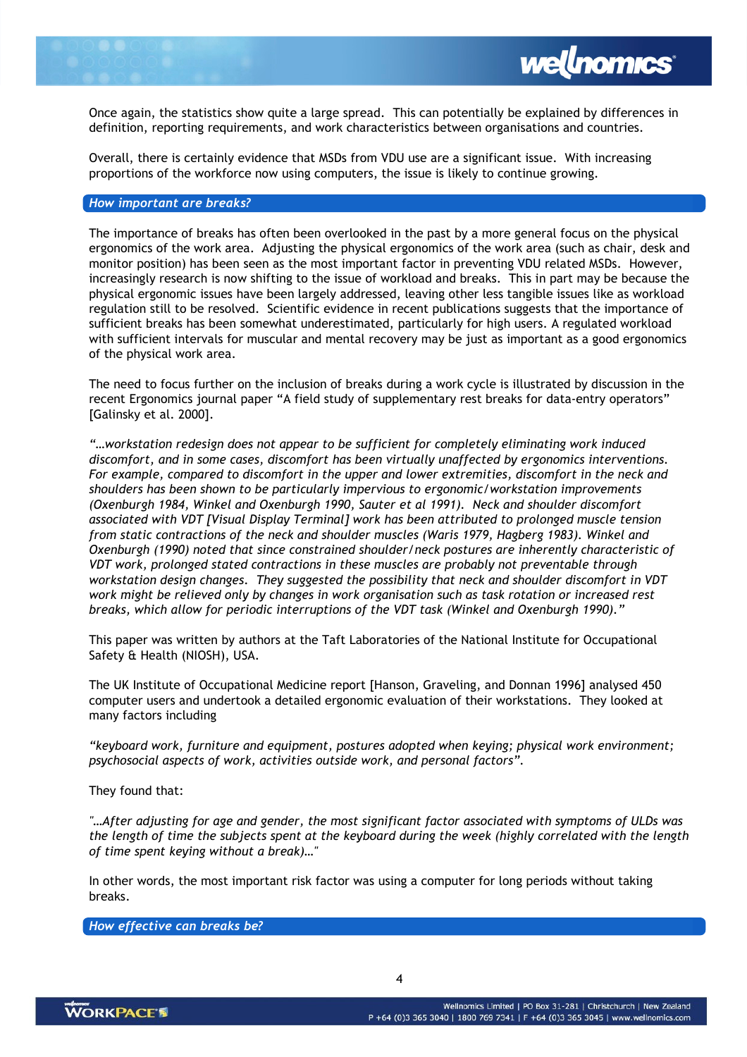Once again, the statistics show quite a large spread. This can potentially be explained by differences in definition, reporting requirements, and work characteristics between organisations and countries.

Overall, there is certainly evidence that MSDs from VDU use are a significant issue. With increasing proportions of the workforce now using computers, the issue is likely to continue growing.

## How important are breaks?

The importance of breaks has often been overlooked in the past by a more general focus on the physical ergonomics of the work area. Adjusting the physical ergonomics of the work area (such as chair, desk and monitor position) has been seen as the most important factor in preventing VDU related MSDs. However, increasingly research is now shifting to the issue of workload and breaks. This in part may be because the physical ergonomic issues have been largely addressed, leaving other less tangible issues like as workload regulation still to be resolved. Scientific evidence in recent publications suggests that the importance of sufficient breaks has been somewhat underestimated, particularly for high users. A regulated workload with sufficient intervals for muscular and mental recovery may be just as important as a good ergonomics of the physical work area.

The need to focus further on the inclusion of breaks during a work cycle is illustrated by discussion in the recent Ergonomics journal paper "A field study of supplementary rest breaks for data-entry operators" [Galinsky et al. 2000].

*"…workstation redesign does not appear to be sufficient for completely eliminating work induced discomfort, and in some cases, discomfort has been virtually unaffected by ergonomics interventions. For example, compared to discomfort in the upper and lower extremities, discomfort in the neck and shoulders has been shown to be particularly impervious to ergonomic/workstation improvements (Oxenburgh 1984, Winkel and Oxenburgh 1990, Sauter et al 1991). Neck and shoulder discomfort associated with VDT [Visual Display Terminal] work has been attributed to prolonged muscle tension from static contractions of the neck and shoulder muscles (Waris 1979, Hagberg 1983). Winkel and Oxenburgh (1990) noted that since constrained shoulder/neck postures are inherently characteristic of VDT work, prolonged stated contractions in these muscles are probably not preventable through workstation design changes. They suggested the possibility that neck and shoulder discomfort in VDT work might be relieved only by changes in work organisation such as task rotation or increased rest breaks, which allow for periodic interruptions of the VDT task (Winkel and Oxenburgh 1990)."*

This paper was written by authors at the Taft Laboratories of the National Institute for Occupational Safety & Health (NIOSH), USA.

The UK Institute of Occupational Medicine report [Hanson, Graveling, and Donnan 1996] analysed 450 computer users and undertook a detailed ergonomic evaluation of their workstations. They looked at many factors including

*"keyboard work, furniture and equipment, postures adopted when keying; physical work environment; psychosocial aspects of work, activities outside work, and personal factors".*

They found that:

*"…After adjusting for age and gender, the most significant factor associated with symptoms of ULDs was the length of time the subjects spent at the keyboard during the week (highly correlated with the length of time spent keying without a break)…"*

In other words, the most important risk factor was using a computer for long periods without taking breaks.

## How effective can breaks be?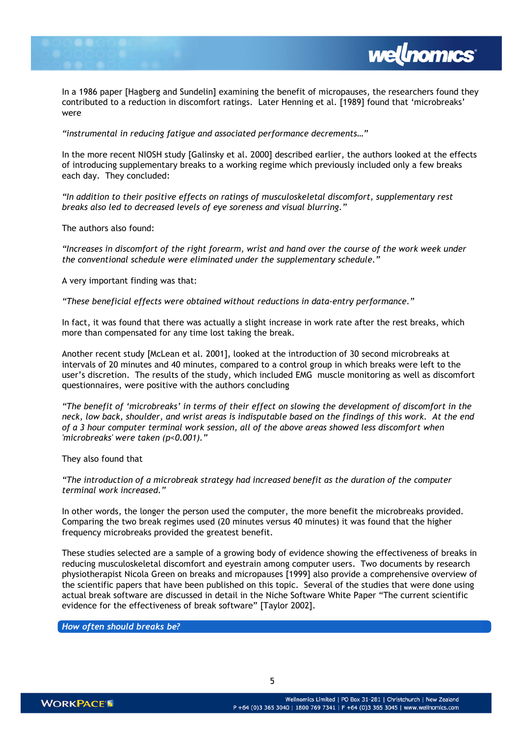In a 1986 paper [Hagberg and Sundelin] examining the benefit of micropauses, the researchers found they contributed to a reduction in discomfort ratings. Later Henning et al. [1989] found that 'microbreaks' were

*"instrumental in reducing fatigue and associated performance decrements…"*

In the more recent NIOSH study [Galinsky et al. 2000] described earlier, the authors looked at the effects of introducing supplementary breaks to a working regime which previously included only a few breaks each day. They concluded:

*"In addition to their positive effects on ratings of musculoskeletal discomfort, supplementary rest breaks also led to decreased levels of eye soreness and visual blurring."*

The authors also found:

*"Increases in discomfort of the right forearm, wrist and hand over the course of the work week under the conventional schedule were eliminated under the supplementary schedule."*

A very important finding was that:

*"These beneficial effects were obtained without reductions in data-entry performance."*

In fact, it was found that there was actually a slight increase in work rate after the rest breaks, which more than compensated for any time lost taking the break.

Another recent study [McLean et al. 2001], looked at the introduction of 30 second microbreaks at intervals of 20 minutes and 40 minutes, compared to a control group in which breaks were left to the user's discretion. The results of the study, which included EMG muscle monitoring as well as discomfort questionnaires, were positive with the authors concluding

*"The benefit of 'microbreaks' in terms of their effect on slowing the development of discomfort in the neck, low back, shoulder, and wrist areas is indisputable based on the findings of this work. At the end of a 3 hour computer terminal work session, all of the above areas showed less discomfort when 'microbreaks' were taken ($p<0.001$)."*

They also found that

*"The introduction of a microbreak strategy had increased benefit as the duration of the computer terminal work increased."*

In other words, the longer the person used the computer, the more benefit the microbreaks provided. Comparing the two break regimes used (20 minutes versus 40 minutes) it was found that the higher frequency microbreaks provided the greatest benefit.

These studies selected are a sample of a growing body of evidence showing the effectiveness of breaks in reducing musculoskeletal discomfort and eyestrain among computer users. Two documents by research physiotherapist Nicola Green on breaks and micropauses [1999] also provide a comprehensive overview of the scientific papers that have been published on this topic. Several of the studies that were done using actual break software are discussed in detail in the Niche Software White Paper "The current scientific evidence for the effectiveness of break software" [Taylor 2002].

## *How often should breaks be?*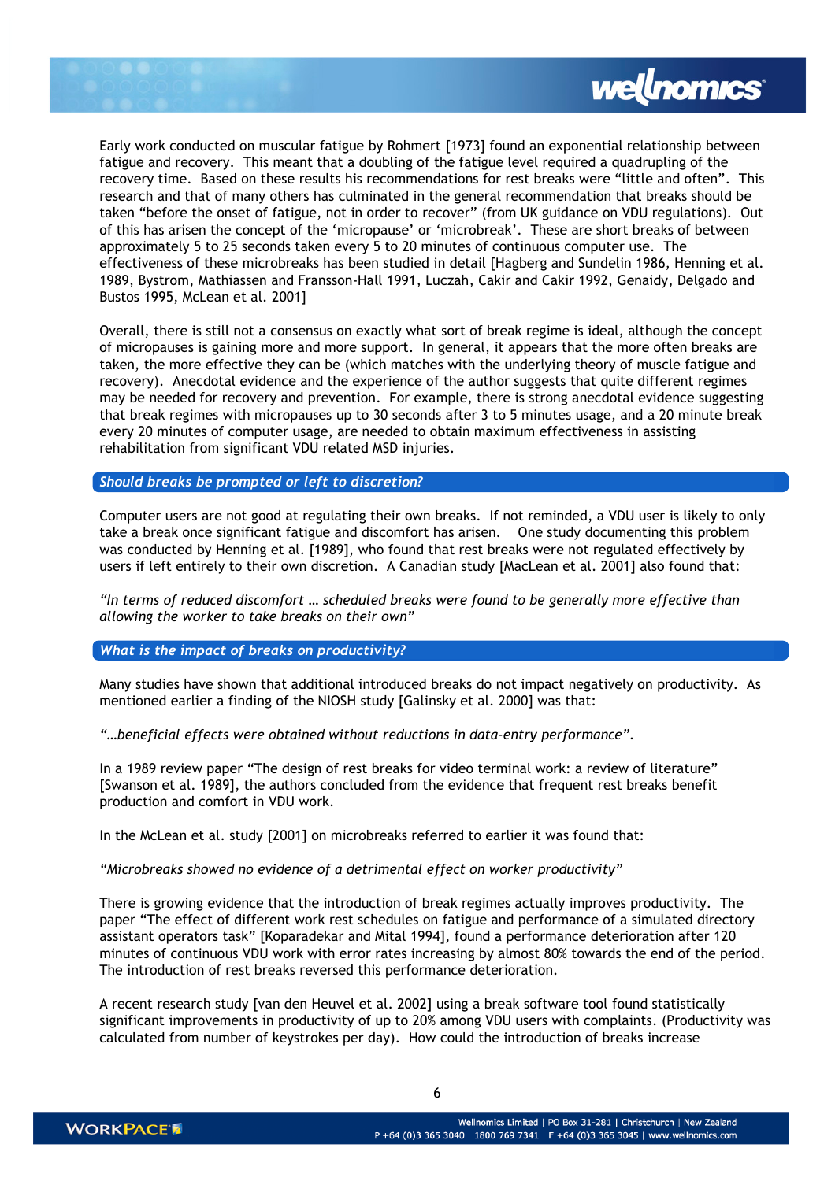Early work conducted on muscular fatigue by Rohmert [1973] found an exponential relationship between fatigue and recovery. This meant that a doubling of the fatigue level required a quadrupling of the recovery time. Based on these results his recommendations for rest breaks were "little and often". This research and that of many others has culminated in the general recommendation that breaks should be taken "before the onset of fatigue, not in order to recover" (from UK guidance on VDU regulations). Out of this has arisen the concept of the 'micropause' or 'microbreak'. These are short breaks of between approximately 5 to 25 seconds taken every 5 to 20 minutes of continuous computer use. The effectiveness of these microbreaks has been studied in detail [Hagberg and Sundelin 1986, Henning et al. 1989, Bystrom, Mathiassen and Fransson-Hall 1991, Luczah, Cakir and Cakir 1992, Genaidy, Delgado and Bustos 1995, McLean et al. 2001]

Overall, there is still not a consensus on exactly what sort of break regime is ideal, although the concept of micropauses is gaining more and more support. In general, it appears that the more often breaks are taken, the more effective they can be (which matches with the underlying theory of muscle fatigue and recovery). Anecdotal evidence and the experience of the author suggests that quite different regimes may be needed for recovery and prevention. For example, there is strong anecdotal evidence suggesting that break regimes with micropauses up to 30 seconds after 3 to 5 minutes usage, and a 20 minute break every 20 minutes of computer usage, are needed to obtain maximum effectiveness in assisting rehabilitation from significant VDU related MSD injuries.

## *Should breaks be prompted or left to discretion?*

Computer users are not good at regulating their own breaks. If not reminded, a VDU user is likely to only take a break once significant fatigue and discomfort has arisen. One study documenting this problem was conducted by Henning et al. [1989], who found that rest breaks were not regulated effectively by users if left entirely to their own discretion. A Canadian study [MacLean et al. 2001] also found that:

*"In terms of reduced discomfort … scheduled breaks were found to be generally more effective than allowing the worker to take breaks on their own"*

## *What is the impact of breaks on productivity?*

Many studies have shown that additional introduced breaks do not impact negatively on productivity. As mentioned earlier a finding of the NIOSH study [Galinsky et al. 2000] was that:

*"…beneficial effects were obtained without reductions in data-entry performance".*

In a 1989 review paper "The design of rest breaks for video terminal work: a review of literature" [Swanson et al. 1989], the authors concluded from the evidence that frequent rest breaks benefit production and comfort in VDU work.

In the McLean et al. study [2001] on microbreaks referred to earlier it was found that:

*"Microbreaks showed no evidence of a detrimental effect on worker productivity"*

There is growing evidence that the introduction of break regimes actually improves productivity. The paper "The effect of different work rest schedules on fatigue and performance of a simulated directory assistant operators task" [Koparadekar and Mital 1994], found a performance deterioration after 120 minutes of continuous VDU work with error rates increasing by almost 80% towards the end of the period. The introduction of rest breaks reversed this performance deterioration.

A recent research study [van den Heuvel et al. 2002] using a break software tool found statistically significant improvements in productivity of up to 20% among VDU users with complaints. (Productivity was calculated from number of keystrokes per day). How could the introduction of breaks increase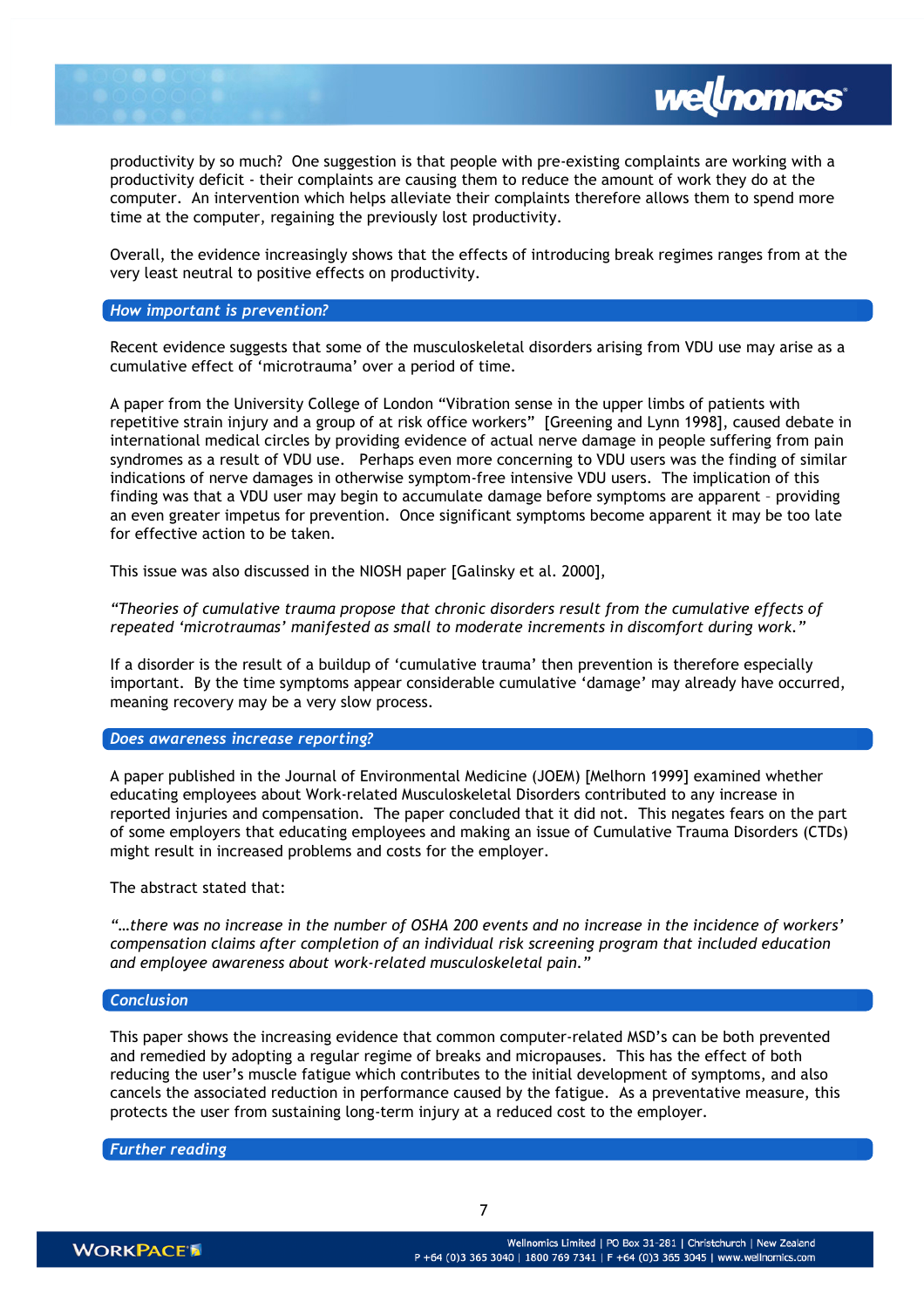productivity by so much? One suggestion is that people with pre-existing complaints are working with a productivity deficit - their complaints are causing them to reduce the amount of work they do at the computer. An intervention which helps alleviate their complaints therefore allows them to spend more time at the computer, regaining the previously lost productivity.

Overall, the evidence increasingly shows that the effects of introducing break regimes ranges from at the very least neutral to positive effects on productivity.

## *How important is prevention?*

Recent evidence suggests that some of the musculoskeletal disorders arising from VDU use may arise as a cumulative effect of 'microtrauma' over a period of time.

A paper from the University College of London "Vibration sense in the upper limbs of patients with repetitive strain injury and a group of at risk office workers" [Greening and Lynn 1998], caused debate in international medical circles by providing evidence of actual nerve damage in people suffering from pain syndromes as a result of VDU use. Perhaps even more concerning to VDU users was the finding of similar indications of nerve damages in otherwise symptom-free intensive VDU users. The implication of this finding was that a VDU user may begin to accumulate damage before symptoms are apparent – providing an even greater impetus for prevention. Once significant symptoms become apparent it may be too late for effective action to be taken.

This issue was also discussed in the NIOSH paper [Galinsky et al. 2000],

*"Theories of cumulative trauma propose that chronic disorders result from the cumulative effects of repeated 'microtraumas' manifested as small to moderate increments in discomfort during work."*

If a disorder is the result of a buildup of 'cumulative trauma' then prevention is therefore especially important. By the time symptoms appear considerable cumulative 'damage' may already have occurred, meaning recovery may be a very slow process.

## *Does awareness increase reporting?*

A paper published in the Journal of Environmental Medicine (JOEM) [Melhorn 1999] examined whether educating employees about Work-related Musculoskeletal Disorders contributed to any increase in reported injuries and compensation. The paper concluded that it did not. This negates fears on the part of some employers that educating employees and making an issue of Cumulative Trauma Disorders (CTDs) might result in increased problems and costs for the employer.

The abstract stated that:

*"…there was no increase in the number of OSHA 200 events and no increase in the incidence of workers' compensation claims after completion of an individual risk screening program that included education and employee awareness about work-related musculoskeletal pain."*

## *Conclusion*

This paper shows the increasing evidence that common computer-related MSD's can be both prevented and remedied by adopting a regular regime of breaks and micropauses. This has the effect of both reducing the user's muscle fatigue which contributes to the initial development of symptoms, and also cancels the associated reduction in performance caused by the fatigue. As a preventative measure, this protects the user from sustaining long-term injury at a reduced cost to the employer.

## *Further reading*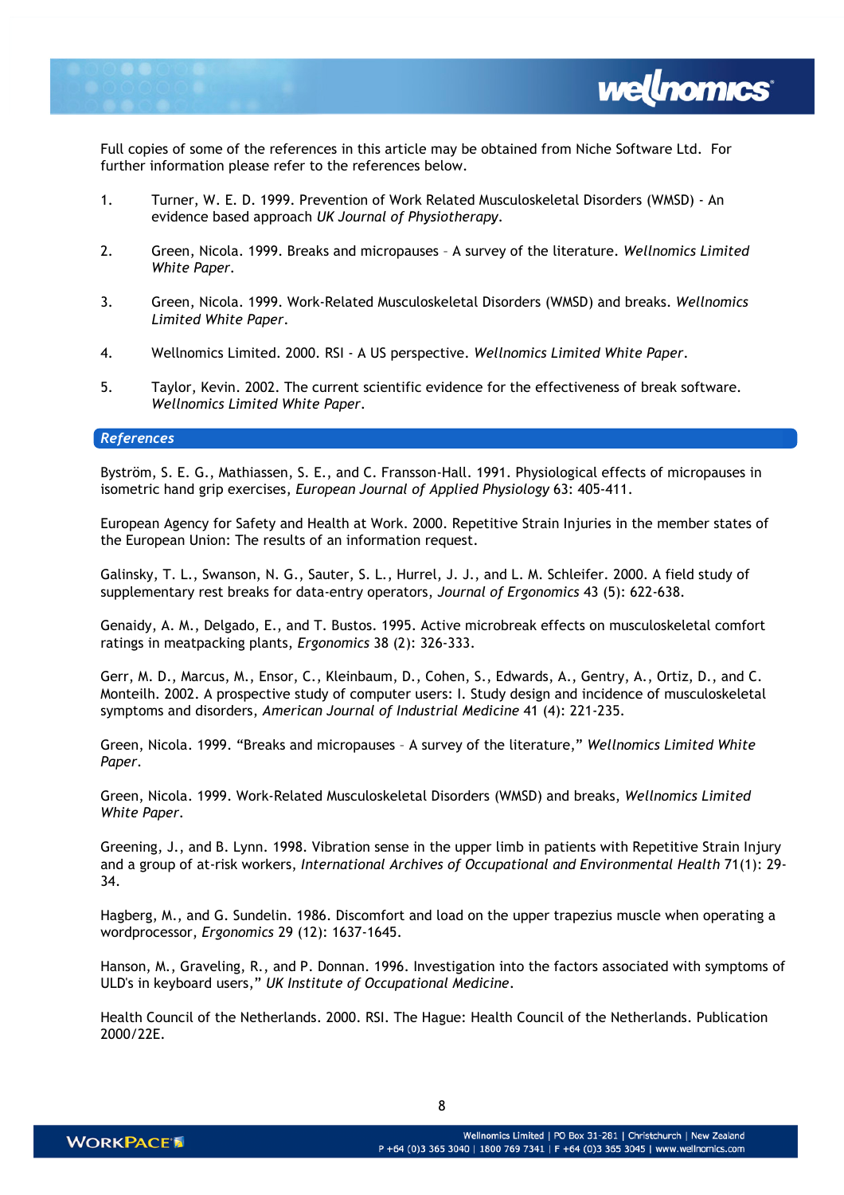Full copies of some of the references in this article may be obtained from Niche Software Ltd. For further information please refer to the references below.

1. Turner, W. E. D. 1999. Prevention of Work Related Musculoskeletal Disorders (WMSD) - An evidence based approach *UK Journal of Physiotherapy*.

2. Green, Nicola. 1999. Breaks and micropauses – A survey of the literature. *Wellnomics Limited White Paper*.

3. Green, Nicola. 1999. Work-Related Musculoskeletal Disorders (WMSD) and breaks. *Wellnomics Limited White Paper*.

4. Wellnomics Limited. 2000. RSI - A US perspective. *Wellnomics Limited White Paper*.

5. Taylor, Kevin. 2002. The current scientific evidence for the effectiveness of break software. *Wellnomics Limited White Paper*.

## References

Byström, S. E. G., Mathiassen, S. E., and C. Fransson-Hall. 1991. Physiological effects of micropauses in isometric hand grip exercises, *European Journal of Applied Physiology* 63: 405-411.

European Agency for Safety and Health at Work. 2000. Repetitive Strain Injuries in the member states of the European Union: The results of an information request.

Galinsky, T. L., Swanson, N. G., Sauter, S. L., Hurrel, J. J., and L. M. Schleifer. 2000. A field study of supplementary rest breaks for data-entry operators, *Journal of Ergonomics* 43 (5): 622-638.

Genaidy, A. M., Delgado, E., and T. Bustos. 1995. Active microbreak effects on musculoskeletal comfort ratings in meatpacking plants, *Ergonomics* 38 (2): 326-333.

Gerr, M. D., Marcus, M., Ensor, C., Kleinbaum, D., Cohen, S., Edwards, A., Gentry, A., Ortiz, D., and C. Monteilh. 2002. A prospective study of computer users: I. Study design and incidence of musculoskeletal symptoms and disorders, *American Journal of Industrial Medicine* 41 (4): 221-235.

Green, Nicola. 1999. "Breaks and micropauses – A survey of the literature," *Wellnomics Limited White Paper*.

Green, Nicola. 1999. Work-Related Musculoskeletal Disorders (WMSD) and breaks, *Wellnomics Limited White Paper*.

Greening, J., and B. Lynn. 1998. Vibration sense in the upper limb in patients with Repetitive Strain Injury and a group of at-risk workers, *International Archives of Occupational and Environmental Health* 71(1): 29-34.

Hagberg, M., and G. Sundelin. 1986. Discomfort and load on the upper trapezius muscle when operating a wordprocessor, *Ergonomics* 29 (12): 1637-1645.

Hanson, M., Graveling, R., and P. Donnan. 1996. Investigation into the factors associated with symptoms of ULD's in keyboard users," *UK Institute of Occupational Medicine*.

Health Council of the Netherlands. 2000. RSI. The Hague: Health Council of the Netherlands. Publication 2000/22E.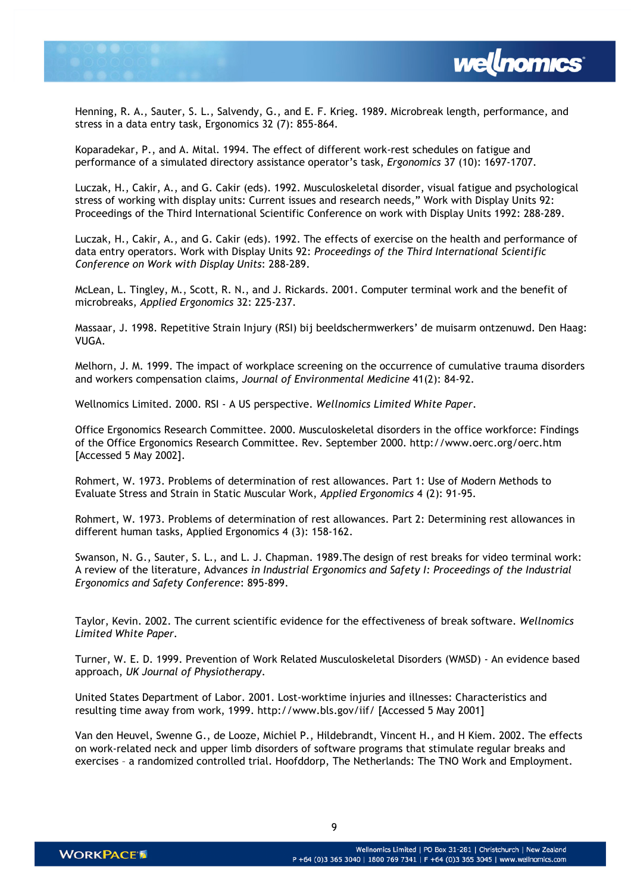Henning, R. A., Sauter, S. L., Salvendy, G., and E. F. Krieg. 1989. Microbreak length, performance, and stress in a data entry task, Ergonomics 32 (7): 855-864.

Koparadekar, P., and A. Mital. 1994. The effect of different work-rest schedules on fatigue and performance of a simulated directory assistance operator's task, *Ergonomics* 37 (10): 1697-1707.

Luczak, H., Cakir, A., and G. Cakir (eds). 1992. Musculoskeletal disorder, visual fatigue and psychological stress of working with display units: Current issues and research needs," Work with Display Units 92: Proceedings of the Third International Scientific Conference on work with Display Units 1992: 288-289.

Luczak, H., Cakir, A., and G. Cakir (eds). 1992. The effects of exercise on the health and performance of data entry operators. Work with Display Units 92: *Proceedings of the Third International Scientific Conference on Work with Display Units*: 288-289.

McLean, L. Tingley, M., Scott, R. N., and J. Rickards. 2001. Computer terminal work and the benefit of microbreaks, *Applied Ergonomics* 32: 225-237.

Massaar, J. 1998. Repetitive Strain Injury (RSI) bij beeldschermwerkers' de muisarm ontzenuwd. Den Haag: VUGA.

Melhorn, J. M. 1999. The impact of workplace screening on the occurrence of cumulative trauma disorders and workers compensation claims, *Journal of Environmental Medicine* 41(2): 84-92.

Wellnomics Limited. 2000. RSI - A US perspective. *Wellnomics Limited White Paper*.

Office Ergonomics Research Committee. 2000. Musculoskeletal disorders in the office workforce: Findings of the Office Ergonomics Research Committee. Rev. September 2000. http://www.oerc.org/oerc.htm [Accessed 5 May 2002].

Rohmert, W. 1973. Problems of determination of rest allowances. Part 1: Use of Modern Methods to Evaluate Stress and Strain in Static Muscular Work, *Applied Ergonomics* 4 (2): 91-95.

Rohmert, W. 1973. Problems of determination of rest allowances. Part 2: Determining rest allowances in different human tasks, Applied Ergonomics 4 (3): 158-162.

Swanson, N. G., Sauter, S. L., and L. J. Chapman. 1989.The design of rest breaks for video terminal work: A review of the literature, Advan*ces in Industrial Ergonomics and Safety I: Proceedings of the Industrial Ergonomics and Safety Conference*: 895-899.

Taylor, Kevin. 2002. The current scientific evidence for the effectiveness of break software. *Wellnomics Limited White Paper*.

Turner, W. E. D. 1999. Prevention of Work Related Musculoskeletal Disorders (WMSD) - An evidence based approach, *UK Journal of Physiotherapy*.

United States Department of Labor. 2001. Lost-worktime injuries and illnesses: Characteristics and resulting time away from work, 1999. http://www.bls.gov/iif/ [Accessed 5 May 2001]

Van den Heuvel, Swenne G., de Looze, Michiel P., Hildebrandt, Vincent H., and H Kiem. 2002. The effects on work-related neck and upper limb disorders of software programs that stimulate regular breaks and exercises – a randomized controlled trial. Hoofddorp, The Netherlands: The TNO Work and Employment.